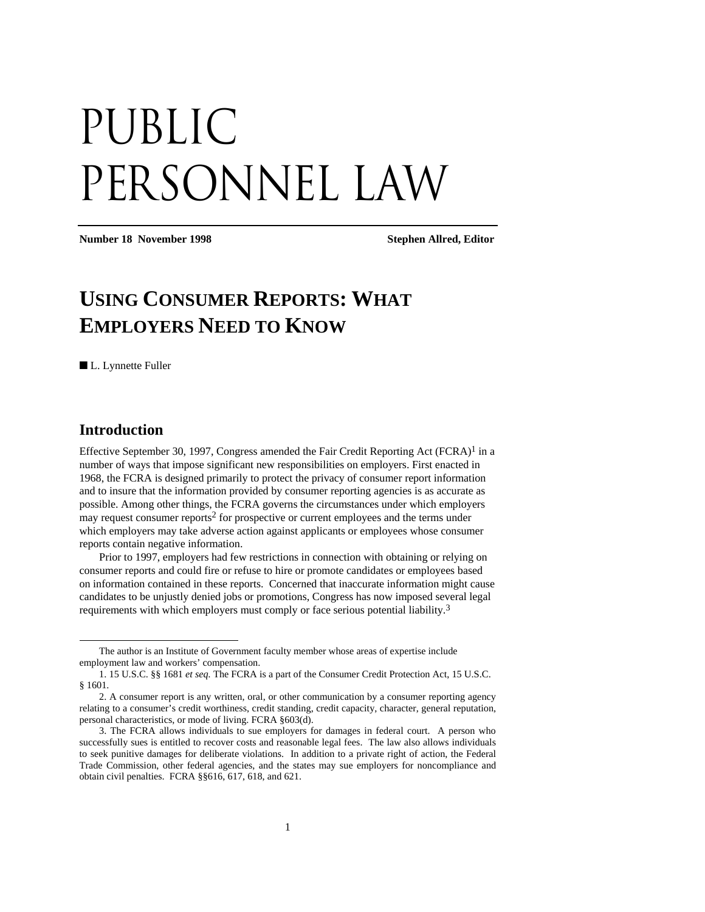# PUBLIC PERSONNEL LAW

**Number 18 November 1998** **Stephen Allred, Editor**

## USING CONSUMER REPORTS: WHAT EMPLOYERS NEED TO KNOW

■ L. Lynnette Fuller

### Introduction

Effective September 30, 1997, Congress amended the Fair Credit Reporting Act (FCRA)[1] in a number of ways that impose significant new responsibilities on employers. First enacted in 1968, the FCRA is designed primarily to protect the privacy of consumer report information and to insure that the information provided by consumer reporting agencies is as accurate as possible. Among other things, the FCRA governs the circumstances under which employers may request consumer reports[2] for prospective or current employees and the terms under which employers may take adverse action against applicants or employees whose consumer reports contain negative information.

Prior to 1997, employers had few restrictions in connection with obtaining or relying on consumer reports and could fire or refuse to hire or promote candidates or employees based on information contained in these reports. Concerned that inaccurate information might cause candidates to be unjustly denied jobs or promotions, Congress has now imposed several legal requirements with which employers must comply or face serious potential liability.[3]

---

The author is an Institute of Government faculty member whose areas of expertise include employment law and workers' compensation.

1. 15 U.S.C. §§ 1681 *et seq.* The FCRA is a part of the Consumer Credit Protection Act, 15 U.S.C. § 1601.

2. A consumer report is any written, oral, or other communication by a consumer reporting agency relating to a consumer's credit worthiness, credit standing, credit capacity, character, general reputation, personal characteristics, or mode of living. FCRA §603(d).

3. The FCRA allows individuals to sue employers for damages in federal court. A person who successfully sues is entitled to recover costs and reasonable legal fees. The law also allows individuals to seek punitive damages for deliberate violations. In addition to a private right of action, the Federal Trade Commission, other federal agencies, and the states may sue employers for noncompliance and obtain civil penalties. FCRA §§616, 617, 618, and 621.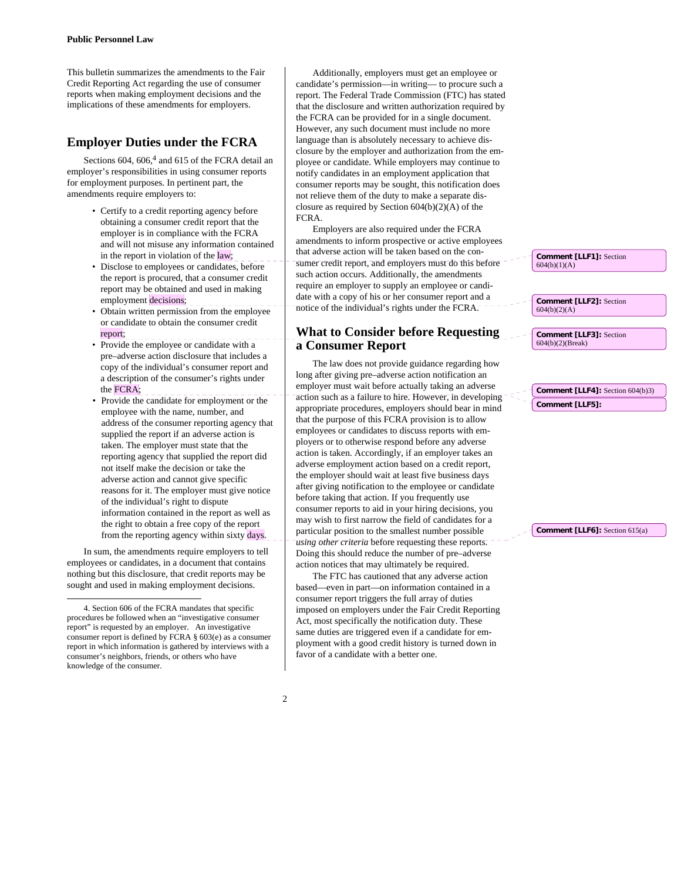This bulletin summarizes the amendments to the Fair Credit Reporting Act regarding the use of consumer reports when making employment decisions and the implications of these amendments for employers.

## Employer Duties under the FCRA

Sections 604, 606,[4] and 615 of the FCRA detail an employer's responsibilities in using consumer reports for employment purposes. In pertinent part, the amendments require employers to:

- Certify to a credit reporting agency before obtaining a consumer credit report that the employer is in compliance with the FCRA and will not misuse any information contained in the report in violation of the law;
- Disclose to employees or candidates, before the report is procured, that a consumer credit report may be obtained and used in making employment decisions;
- Obtain written permission from the employee or candidate to obtain the consumer credit report;
- Provide the employee or candidate with a pre–adverse action disclosure that includes a copy of the individual's consumer report and a description of the consumer's rights under the FCRA;
- Provide the candidate for employment or the employee with the name, number, and address of the consumer reporting agency that supplied the report if an adverse action is taken. The employer must state that the reporting agency that supplied the report did not itself make the decision or take the adverse action and cannot give specific reasons for it. The employer must give notice of the individual's right to dispute information contained in the report as well as the right to obtain a free copy of the report from the reporting agency within sixty days.

In sum, the amendments require employers to tell employees or candidates, in a document that contains nothing but this disclosure, that credit reports may be sought and used in making employment decisions.

Additionally, employers must get an employee or candidate's permission—in writing— to procure such a report. The Federal Trade Commission (FTC) has stated that the disclosure and written authorization required by the FCRA can be provided for in a single document. However, any such document must include no more language than is absolutely necessary to achieve disclosure by the employer and authorization from the employee or candidate. While employers may continue to notify candidates in an employment application that consumer reports may be sought, this notification does not relieve them of the duty to make a separate disclosure as required by Section 604(b)(2)(A) of the FCRA.

Employers are also required under the FCRA amendments to inform prospective or active employees that adverse action will be taken based on the consumer credit report, and employers must do this before such action occurs. Additionally, the amendments require an employer to supply an employee or candidate with a copy of his or her consumer report and a notice of the individual's rights under the FCRA.

## What to Consider before Requesting a Consumer Report

The law does not provide guidance regarding how long after giving pre–adverse action notification an employer must wait before actually taking an adverse action such as a failure to hire. However, in developing appropriate procedures, employers should bear in mind that the purpose of this FCRA provision is to allow employees or candidates to discuss reports with employers or to otherwise respond before any adverse action is taken. Accordingly, if an employer takes an adverse employment action based on a credit report, the employer should wait at least five business days after giving notification to the employee or candidate before taking that action. If you frequently use consumer reports to aid in your hiring decisions, you may wish to first narrow the field of candidates for a particular position to the smallest number possible *using other criteria* before requesting these reports. Doing this should reduce the number of pre–adverse action notices that may ultimately be required.

The FTC has cautioned that any adverse action based—even in part—on information contained in a consumer report triggers the full array of duties imposed on employers under the Fair Credit Reporting Act, most specifically the notification duty. These same duties are triggered even if a candidate for employment with a good credit history is turned down in favor of a candidate with a better one.

---

4. Section 606 of the FCRA mandates that specific procedures be followed when an "investigative consumer report" is requested by an employer. An investigative consumer report is defined by FCRA § 603(e) as a consumer report in which information is gathered by interviews with a consumer's neighbors, friends, or others who have knowledge of the consumer.

**Comment [LLF1]:** Section 604(b)(1)(A)

**Comment [LLF2]:** Section 604(b)(2)(A)

**Comment [LLF3]:** Section 604(b)(2)(Break)

**Comment [LLF4]:** Section 604(b)3)

**Comment [LLF5]:**

**Comment [LLF6]:** Section 615(a)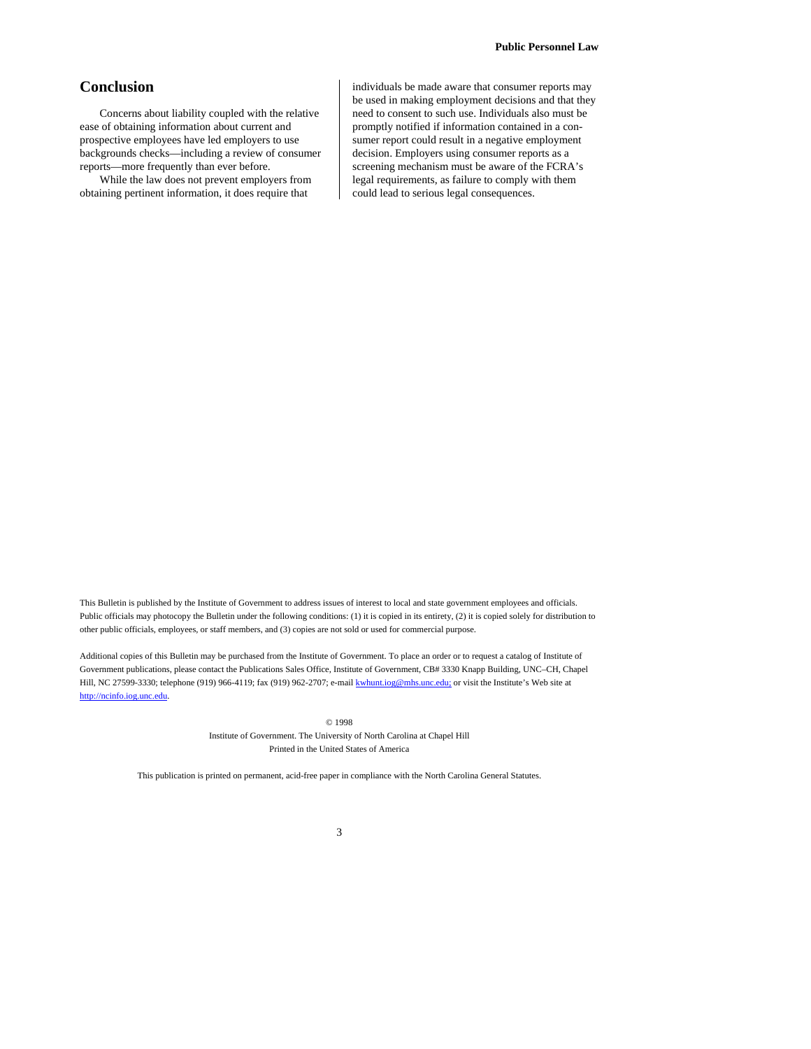## Conclusion

Concerns about liability coupled with the relative ease of obtaining information about current and prospective employees have led employers to use backgrounds checks—including a review of consumer reports—more frequently than ever before.

While the law does not prevent employers from obtaining pertinent information, it does require that individuals be made aware that consumer reports may be used in making employment decisions and that they need to consent to such use. Individuals also must be promptly notified if information contained in a consumer report could result in a negative employment decision. Employers using consumer reports as a screening mechanism must be aware of the FCRA's legal requirements, as failure to comply with them could lead to serious legal consequences.

This Bulletin is published by the Institute of Government to address issues of interest to local and state government employees and officials. Public officials may photocopy the Bulletin under the following conditions: (1) it is copied in its entirety, (2) it is copied solely for distribution to other public officials, employees, or staff members, and (3) copies are not sold or used for commercial purpose.

Additional copies of this Bulletin may be purchased from the Institute of Government. To place an order or to request a catalog of Institute of Government publications, please contact the Publications Sales Office, Institute of Government, CB# 3330 Knapp Building, UNC–CH, Chapel Hill, NC 27599-3330; telephone (919) 966-4119; fax (919) 962-2707; e-mail kwhunt.iog@mhs.unc.edu; or visit the Institute's Web site at http://ncinfo.iog.unc.edu.

© 1998
Institute of Government. The University of North Carolina at Chapel Hill
Printed in the United States of America

This publication is printed on permanent, acid-free paper in compliance with the North Carolina General Statutes.